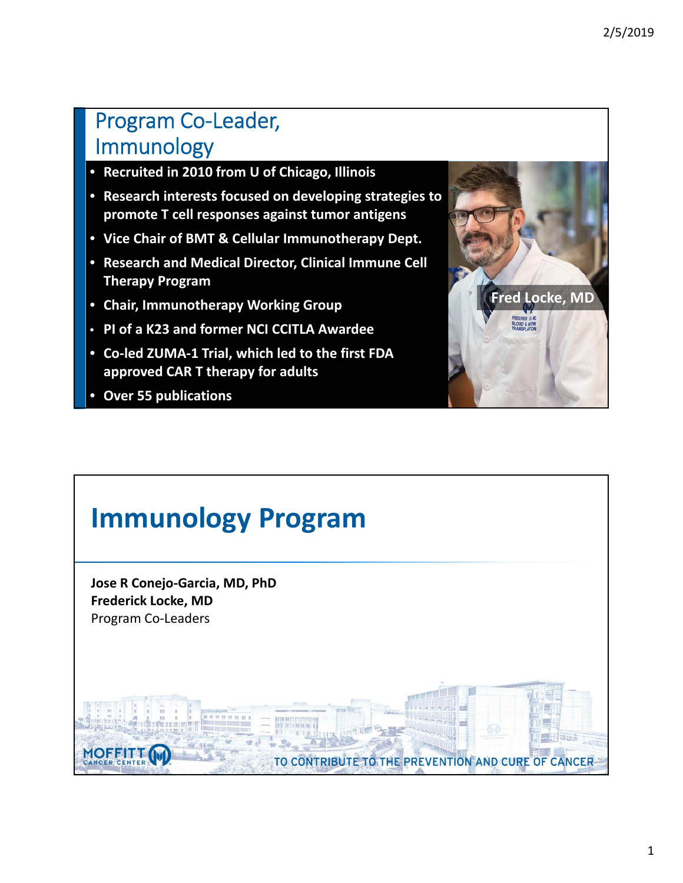## Program Co-Leader, Immunology

- Recruited in 2010 from U of Chicago, Illinois
- Research interests focused on developing strategies to promote T cell responses against tumor antigens
- Vice Chair of BMT & Cellular Immunotherapy Dept.
- Research and Medical Director, Clinical Immune Cell Therapy Program
- Chair, Immunotherapy Working Group
- PI of a K23 and former NCI CCITLA Awardee
- Co-led ZUMA-1 Trial, which led to the first FDA approved CAR T therapy for adults
- Over 55 publications

Fred Locke, MD

# Immunology Program

**Jose R Conejo-Garcia, MD, PhD**
**Frederick Locke, MD**
Program Co-Leaders

MOFFITT CANCER CENTER

TO CONTRIBUTE TO THE PREVENTION AND CURE OF CANCER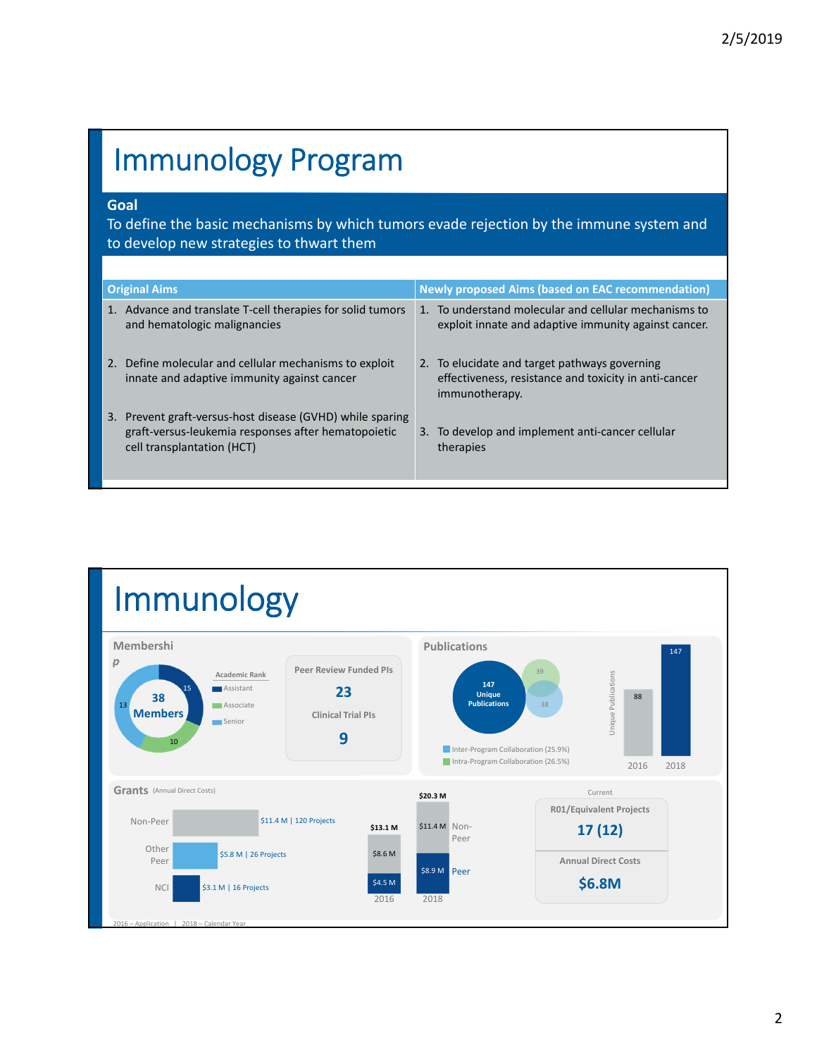# Immunology Program

**Goal**

To define the basic mechanisms by which tumors evade rejection by the immune system and to develop new strategies to thwart them

| Original Aims | Newly proposed Aims (based on EAC recommendation) |
| --- | --- |
| 1. Advance and translate T-cell therapies for solid tumors and hematologic malignancies | 1. To understand molecular and cellular mechanisms to exploit innate and adaptive immunity against cancer. |
| 2. Define molecular and cellular mechanisms to exploit innate and adaptive immunity against cancer | 2. To elucidate and target pathways governing effectiveness, resistance and toxicity in anti-cancer immunotherapy. |
| 3. Prevent graft-versus-host disease (GVHD) while sparing graft-versus-leukemia responses after hematopoietic cell transplantation (HCT) | 3. To develop and implement anti-cancer cellular therapies |

# Immunology

## Membership

38 Members

Academic Rank: Assistant 15 | Associate 10 | Senior 13

Peer Review Funded PIs: **23**

Clinical Trial PIs: **9**

## Publications

147 Unique Publications (39 / 38)

- Inter-Program Collaboration (25.9%)
- Intra-Program Collaboration (26.5%)

Unique Publications: 2016 – 88; 2018 – 147

## Grants (Annual Direct Costs)

- Non-Peer: $11.4 M | 120 Projects
- Other Peer: $5.8 M | 26 Projects
- NCI: $3.1 M | 16 Projects

| | 2016 | 2018 |
| --- | --- | --- |
| Total | $13.1 M | $20.3 M |
| Non-Peer | $8.6 M | $11.4 M |
| Peer | $4.5 M | $8.9 M |

Current

R01/Equivalent Projects: **17 (12)**

Annual Direct Costs: **$6.8M**

2016 – Application | 2018 – Calendar Year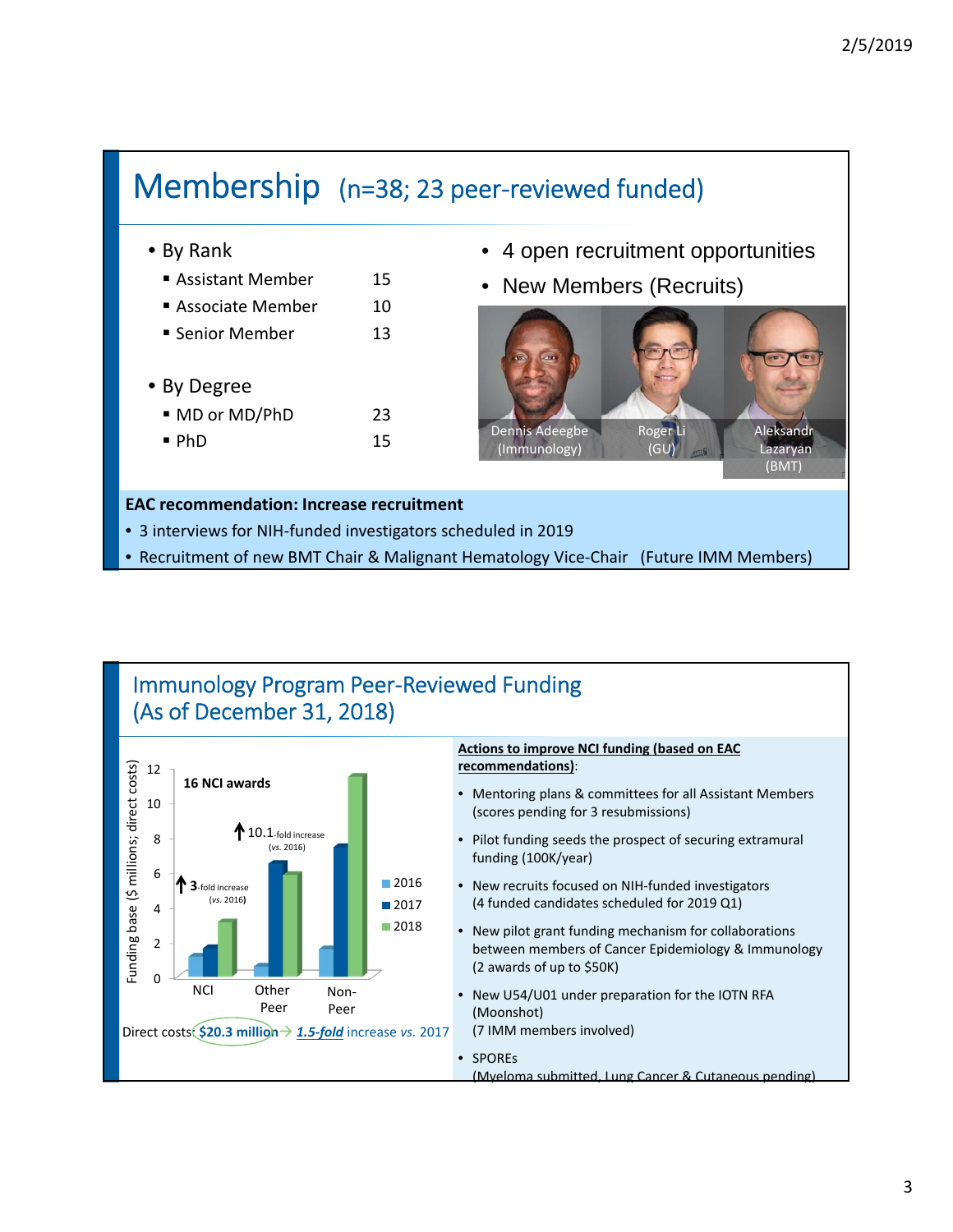# Membership (n=38; 23 peer-reviewed funded)

- By Rank
  - Assistant Member 15
  - Associate Member 10
  - Senior Member 13
- By Degree
  - MD or MD/PhD 23
  - PhD 15

- 4 open recruitment opportunities
- New Members (Recruits)

Dennis Adeegbe (Immunology) | Roger Li (GU) | Aleksandr Lazaryan (BMT)

**EAC recommendation: Increase recruitment**

- 3 interviews for NIH-funded investigators scheduled in 2019
- Recruitment of new BMT Chair & Malignant Hematology Vice-Chair (Future IMM Members)

# Immunology Program Peer-Reviewed Funding (As of December 31, 2018)

16 NCI awards

Funding base ($ millions; direct costs)

| | 2016 | 2017 | 2018 |
|---|---|---|---|
| NCI | | | |
| Other Peer | | | |
| Non-Peer | | | |

NCI: ↑ 3-fold increase (vs. 2016)

Other Peer: ↑ 10.1-fold increase (vs. 2016)

Direct costs: $20.3 million → *1.5-fold* increase vs. 2017

**Actions to improve NCI funding (based on EAC recommendations)**:

- Mentoring plans & committees for all Assistant Members (scores pending for 3 resubmissions)
- Pilot funding seeds the prospect of securing extramural funding (100K/year)
- New recruits focused on NIH-funded investigators (4 funded candidates scheduled for 2019 Q1)
- New pilot grant funding mechanism for collaborations between members of Cancer Epidemiology & Immunology (2 awards of up to $50K)
- New U54/U01 under preparation for the IOTN RFA (Moonshot) (7 IMM members involved)
- SPOREs (Myeloma submitted, Lung Cancer & Cutaneous pending)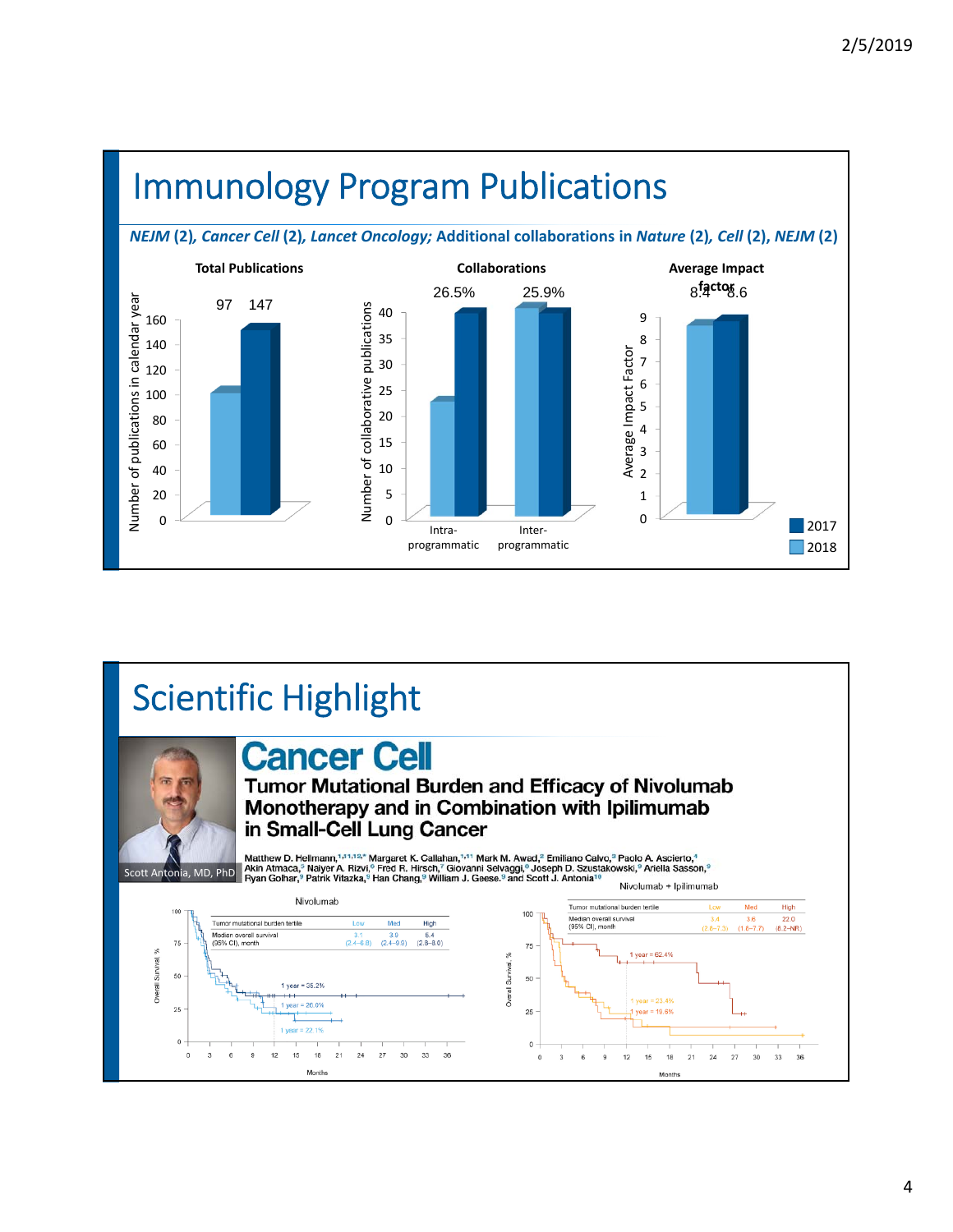# Immunology Program Publications

***NEJM*** **(2),** ***Cancer Cell*** **(2),** ***Lancet Oncology;*** **Additional collaborations in** ***Nature*** **(2),** ***Cell*** **(2),** ***NEJM*** **(2)**

**Total Publications**

| | 2018 | 2017 |
|---|---|---|
| Number of publications in calendar year | 97 | 147 |

**Collaborations**

| | 2018 | 2017 |
|---|---|---|
| Intra-programmatic | 26.5% | |
| Inter-programmatic | 25.9% | |

**Average Impact factor**

| | 2018 | 2017 |
|---|---|---|
| Average Impact Factor | 8.4 | 8.6 |

# Scientific Highlight

Scott Antonia, MD, PhD

**Cancer Cell**

**Tumor Mutational Burden and Efficacy of Nivolumab Monotherapy and in Combination with Ipilimumab in Small-Cell Lung Cancer**

Matthew D. Hellmann,[1,11,12,*] Margaret K. Callahan,[1,11] Mark M. Awad,[2] Emiliano Calvo,[3] Paolo A. Ascierto,[4] Akin Atmaca,[5] Naiyer A. Rizvi,[6] Fred R. Hirsch,[7] Giovanni Selvaggi,[8] Joseph D. Szustakowski,[9] Ariella Sasson,[9] Ryan Golhar,[9] Patrik Vitazka,[9] Han Chang,[9] William J. Geese,[9] and Scott J. Antonia[10]

**Nivolumab**

| Tumor mutational burden tertile | Low | Med | High |
|---|---|---|---|
| Median overall survival (95% CI), month | 3.1 (2.4–6.8) | 3.9 (2.4–9.8) | 5.4 (2.8–8.0) |

1 year = 35.2%; 1 year = 26.0%; 1 year = 22.1%

**Nivolumab + Ipilimumab**

| Tumor mutational burden tertile | Low | Med | High |
|---|---|---|---|
| Median overall survival (95% CI), month | 3.4 (2.6–7.3) | 3.6 (1.6–7.7) | 22.0 (8.2–NR) |

1 year = 62.4%; 1 year = 23.4%; 1 year = 19.6%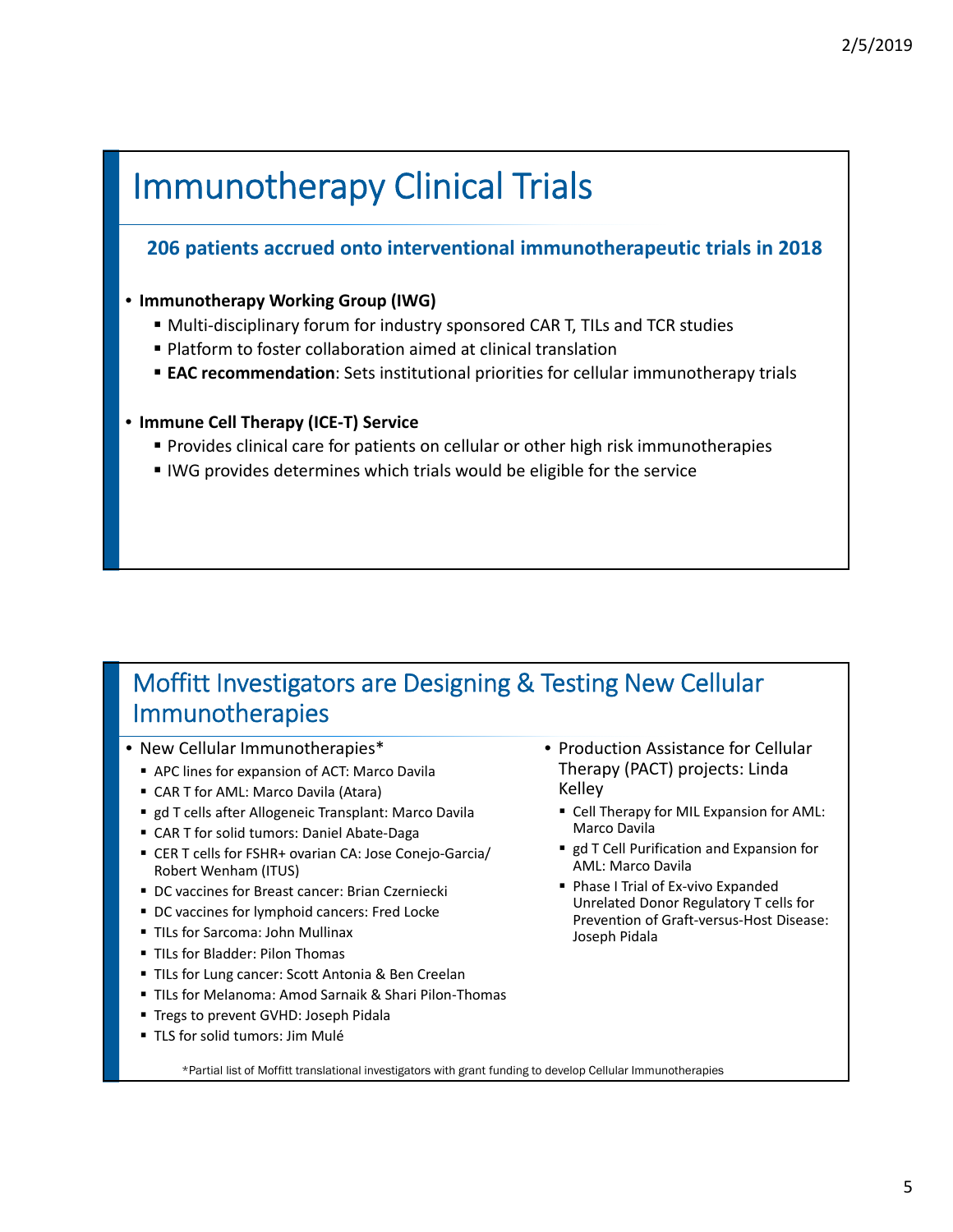# Immunotherapy Clinical Trials

**206 patients accrued onto interventional immunotherapeutic trials in 2018**

- **Immunotherapy Working Group (IWG)**
  - Multi-disciplinary forum for industry sponsored CAR T, TILs and TCR studies
  - Platform to foster collaboration aimed at clinical translation
  - **EAC recommendation**: Sets institutional priorities for cellular immunotherapy trials

- **Immune Cell Therapy (ICE-T) Service**
  - Provides clinical care for patients on cellular or other high risk immunotherapies
  - IWG provides determines which trials would be eligible for the service

# Moffitt Investigators are Designing & Testing New Cellular Immunotherapies

- New Cellular Immunotherapies*
  - APC lines for expansion of ACT: Marco Davila
  - CAR T for AML: Marco Davila (Atara)
  - gd T cells after Allogeneic Transplant: Marco Davila
  - CAR T for solid tumors: Daniel Abate-Daga
  - CER T cells for FSHR+ ovarian CA: Jose Conejo-Garcia/ Robert Wenham (ITUS)
  - DC vaccines for Breast cancer: Brian Czerniecki
  - DC vaccines for lymphoid cancers: Fred Locke
  - TILs for Sarcoma: John Mullinax
  - TILs for Bladder: Pilon Thomas
  - TILs for Lung cancer: Scott Antonia & Ben Creelan
  - TILs for Melanoma: Amod Sarnaik & Shari Pilon-Thomas
  - Tregs to prevent GVHD: Joseph Pidala
  - TLS for solid tumors: Jim Mulé

- Production Assistance for Cellular Therapy (PACT) projects: Linda Kelley
  - Cell Therapy for MIL Expansion for AML: Marco Davila
  - gd T Cell Purification and Expansion for AML: Marco Davila
  - Phase I Trial of Ex-vivo Expanded Unrelated Donor Regulatory T cells for Prevention of Graft-versus-Host Disease: Joseph Pidala

*Partial list of Moffitt translational investigators with grant funding to develop Cellular Immunotherapies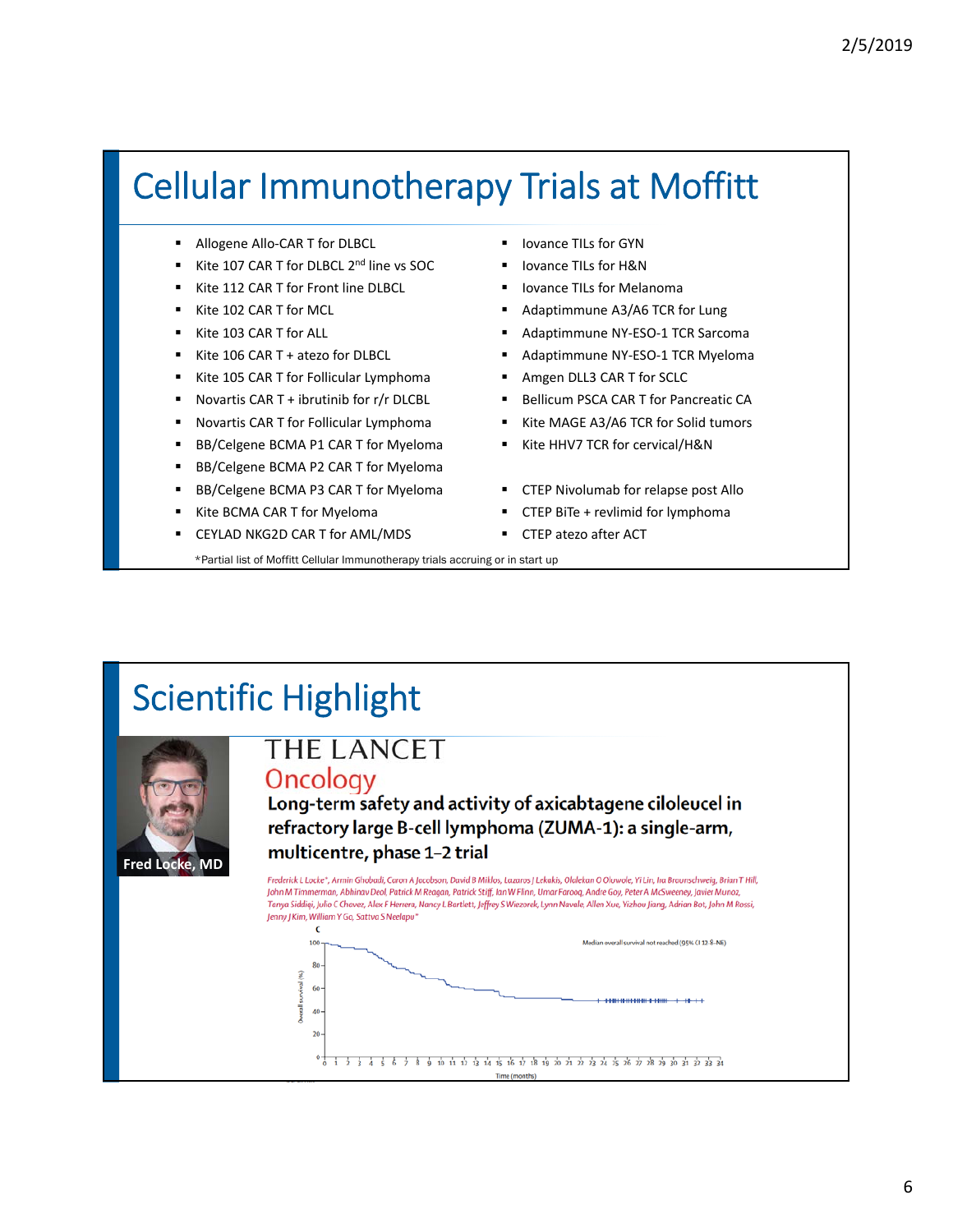# Cellular Immunotherapy Trials at Moffitt

- Allogene Allo-CAR T for DLBCL
- Kite 107 CAR T for DLBCL 2nd line vs SOC
- Kite 112 CAR T for Front line DLBCL
- Kite 102 CAR T for MCL
- Kite 103 CAR T for ALL
- Kite 106 CAR T + atezo for DLBCL
- Kite 105 CAR T for Follicular Lymphoma
- Novartis CAR T + ibrutinib for r/r DLCBL
- Novartis CAR T for Follicular Lymphoma
- BB/Celgene BCMA P1 CAR T for Myeloma
- BB/Celgene BCMA P2 CAR T for Myeloma
- BB/Celgene BCMA P3 CAR T for Myeloma
- Kite BCMA CAR T for Myeloma
- CEYLAD NKG2D CAR T for AML/MDS
- Iovance TILs for GYN
- Iovance TILs for H&N
- Iovance TILs for Melanoma
- Adaptimmune A3/A6 TCR for Lung
- Adaptimmune NY-ESO-1 TCR Sarcoma
- Adaptimmune NY-ESO-1 TCR Myeloma
- Amgen DLL3 CAR T for SCLC
- Bellicum PSCA CAR T for Pancreatic CA
- Kite MAGE A3/A6 TCR for Solid tumors
- Kite HHV7 TCR for cervical/H&N

- CTEP Nivolumab for relapse post Allo
- CTEP BiTe + revlimid for lymphoma
- CTEP atezo after ACT

*Partial list of Moffitt Cellular Immunotherapy trials accruing or in start up

# Scientific Highlight

Fred Locke, MD

THE LANCET Oncology

**Long-term safety and activity of axicabtagene ciloleucel in refractory large B-cell lymphoma (ZUMA-1): a single-arm, multicentre, phase 1–2 trial**

Frederick L Locke*, Armin Ghobadi, Caron A Jacobson, David B Miklos, Lazaros J Lekakis, Olalekan O Oluwole, Yi Lin, Ira Braunschweig, Brian T Hill, John M Timmerman, Abhinav Deol, Patrick M Reagan, Patrick Stiff, Ian W Flinn, Umar Farooq, Andre Goy, Peter A McSweeney, Javier Munoz, Tanya Siddiqi, Julio C Chavez, Alex F Herrera, Nancy L Bartlett, Jeffrey S Wiezorek, Lynn Navale, Allen Xue, Yizhou Jiang, Adrian Bot, John M Rossi, Jenny J Kim, William Y Go, Sattva S Neelapu*

C

Median overall survival not reached (95% CI 12·8–NE)

Overall survival (%)

Time (months)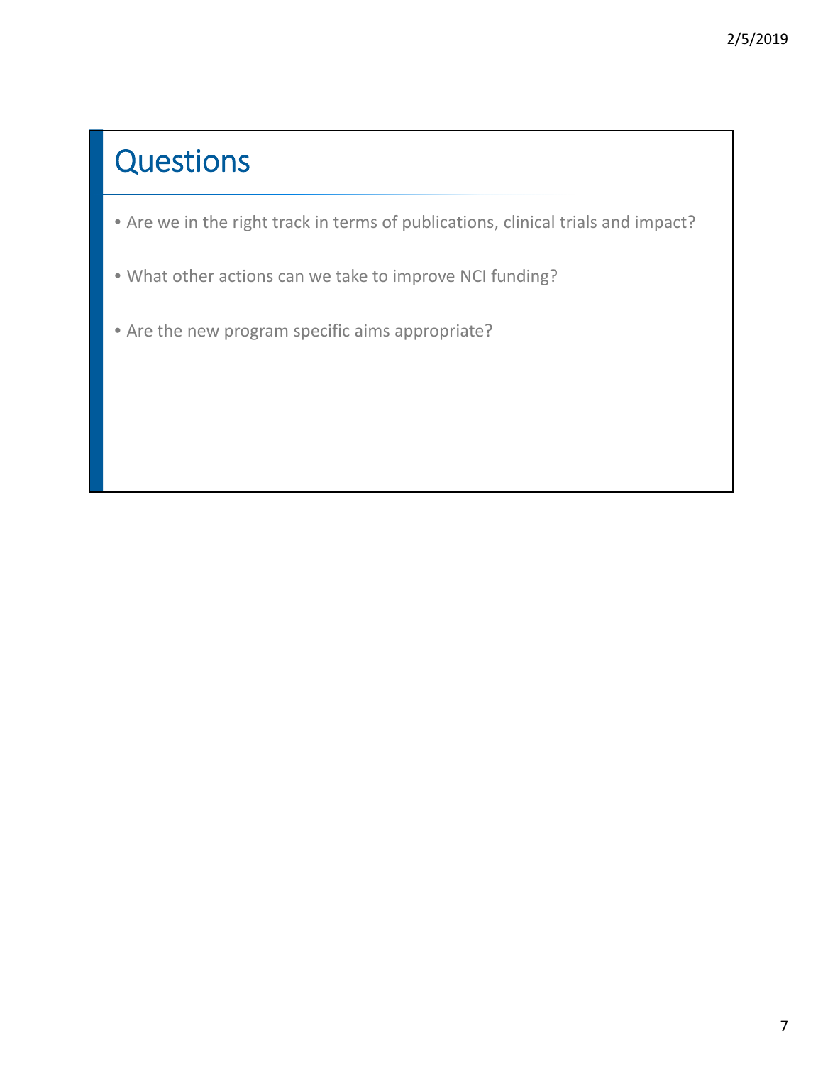# Questions

- Are we in the right track in terms of publications, clinical trials and impact?
- What other actions can we take to improve NCI funding?
- Are the new program specific aims appropriate?